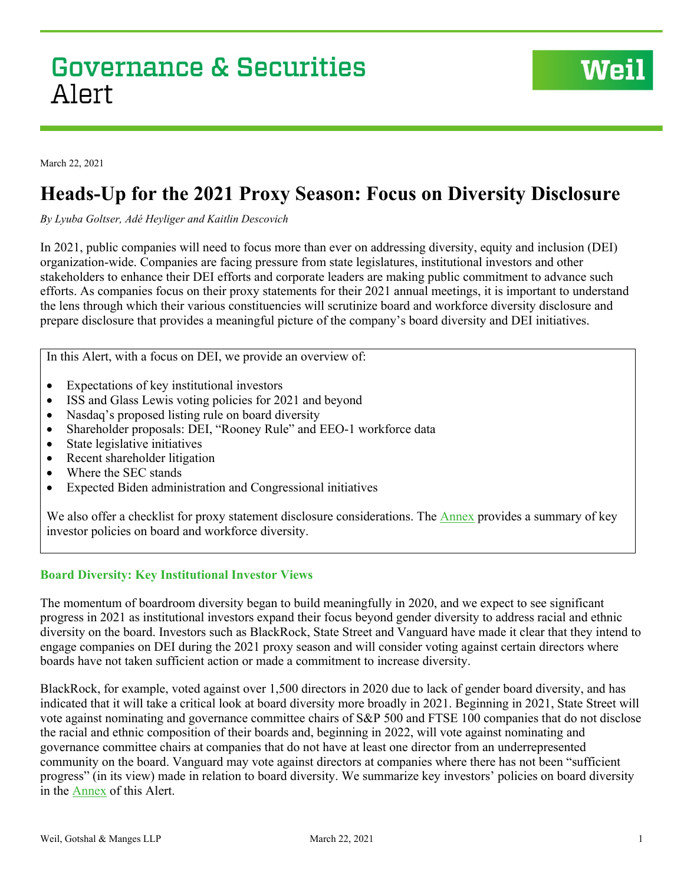# Governance & Securities Alert

March 22, 2021

## Heads-Up for the 2021 Proxy Season: Focus on Diversity Disclosure

*By Lyuba Goltser, Adé Heyliger and Kaitlin Descovich*

In 2021, public companies will need to focus more than ever on addressing diversity, equity and inclusion (DEI) organization-wide. Companies are facing pressure from state legislatures, institutional investors and other stakeholders to enhance their DEI efforts and corporate leaders are making public commitment to advance such efforts. As companies focus on their proxy statements for their 2021 annual meetings, it is important to understand the lens through which their various constituencies will scrutinize board and workforce diversity disclosure and prepare disclosure that provides a meaningful picture of the company's board diversity and DEI initiatives.

In this Alert, with a focus on DEI, we provide an overview of:

- Expectations of key institutional investors
- ISS and Glass Lewis voting policies for 2021 and beyond
- Nasdaq's proposed listing rule on board diversity
- Shareholder proposals: DEI, "Rooney Rule" and EEO-1 workforce data
- State legislative initiatives
- Recent shareholder litigation
- Where the SEC stands
- Expected Biden administration and Congressional initiatives

We also offer a checklist for proxy statement disclosure considerations. The Annex provides a summary of key investor policies on board and workforce diversity.

### Board Diversity: Key Institutional Investor Views

The momentum of boardroom diversity began to build meaningfully in 2020, and we expect to see significant progress in 2021 as institutional investors expand their focus beyond gender diversity to address racial and ethnic diversity on the board. Investors such as BlackRock, State Street and Vanguard have made it clear that they intend to engage companies on DEI during the 2021 proxy season and will consider voting against certain directors where boards have not taken sufficient action or made a commitment to increase diversity.

BlackRock, for example, voted against over 1,500 directors in 2020 due to lack of gender board diversity, and has indicated that it will take a critical look at board diversity more broadly in 2021. Beginning in 2021, State Street will vote against nominating and governance committee chairs of S&P 500 and FTSE 100 companies that do not disclose the racial and ethnic composition of their boards and, beginning in 2022, will vote against nominating and governance committee chairs at companies that do not have at least one director from an underrepresented community on the board. Vanguard may vote against directors at companies where there has not been "sufficient progress" (in its view) made in relation to board diversity. We summarize key investors' policies on board diversity in the Annex of this Alert.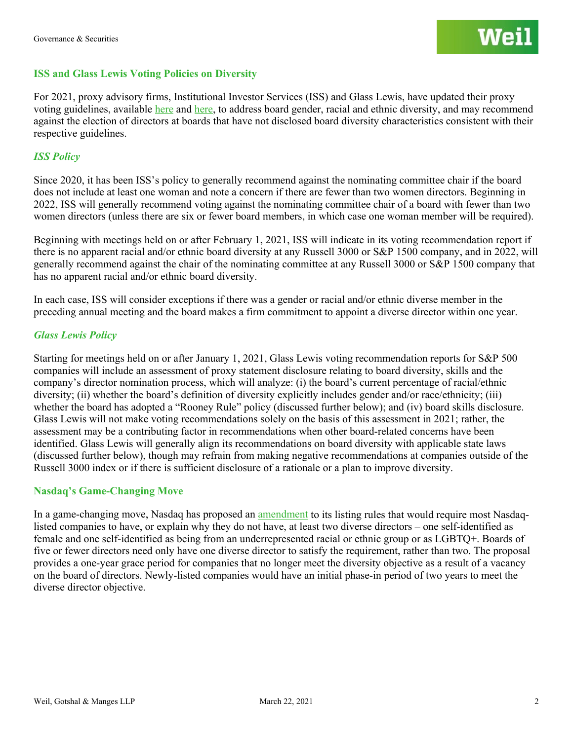## ISS and Glass Lewis Voting Policies on Diversity

For 2021, proxy advisory firms, Institutional Investor Services (ISS) and Glass Lewis, have updated their proxy voting guidelines, available here and here, to address board gender, racial and ethnic diversity, and may recommend against the election of directors at boards that have not disclosed board diversity characteristics consistent with their respective guidelines.

### *ISS Policy*

Since 2020, it has been ISS's policy to generally recommend against the nominating committee chair if the board does not include at least one woman and note a concern if there are fewer than two women directors. Beginning in 2022, ISS will generally recommend voting against the nominating committee chair of a board with fewer than two women directors (unless there are six or fewer board members, in which case one woman member will be required).

Beginning with meetings held on or after February 1, 2021, ISS will indicate in its voting recommendation report if there is no apparent racial and/or ethnic board diversity at any Russell 3000 or S&P 1500 company, and in 2022, will generally recommend against the chair of the nominating committee at any Russell 3000 or S&P 1500 company that has no apparent racial and/or ethnic board diversity.

In each case, ISS will consider exceptions if there was a gender or racial and/or ethnic diverse member in the preceding annual meeting and the board makes a firm commitment to appoint a diverse director within one year.

### *Glass Lewis Policy*

Starting for meetings held on or after January 1, 2021, Glass Lewis voting recommendation reports for S&P 500 companies will include an assessment of proxy statement disclosure relating to board diversity, skills and the company's director nomination process, which will analyze: (i) the board's current percentage of racial/ethnic diversity; (ii) whether the board's definition of diversity explicitly includes gender and/or race/ethnicity; (iii) whether the board has adopted a "Rooney Rule" policy (discussed further below); and (iv) board skills disclosure. Glass Lewis will not make voting recommendations solely on the basis of this assessment in 2021; rather, the assessment may be a contributing factor in recommendations when other board-related concerns have been identified. Glass Lewis will generally align its recommendations on board diversity with applicable state laws (discussed further below), though may refrain from making negative recommendations at companies outside of the Russell 3000 index or if there is sufficient disclosure of a rationale or a plan to improve diversity.

## Nasdaq's Game-Changing Move

In a game-changing move, Nasdaq has proposed an amendment to its listing rules that would require most Nasdaq-listed companies to have, or explain why they do not have, at least two diverse directors – one self-identified as female and one self-identified as being from an underrepresented racial or ethnic group or as LGBTQ+. Boards of five or fewer directors need only have one diverse director to satisfy the requirement, rather than two. The proposal provides a one-year grace period for companies that no longer meet the diversity objective as a result of a vacancy on the board of directors. Newly-listed companies would have an initial phase-in period of two years to meet the diverse director objective.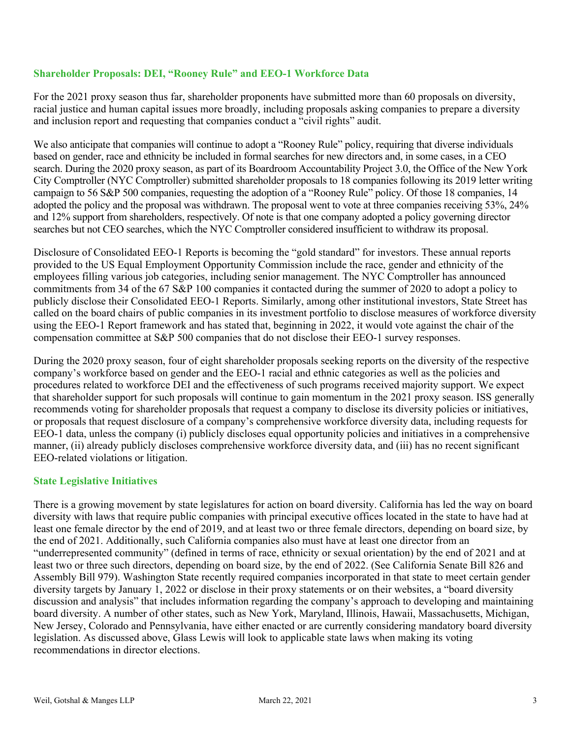### Shareholder Proposals: DEI, "Rooney Rule" and EEO-1 Workforce Data

For the 2021 proxy season thus far, shareholder proponents have submitted more than 60 proposals on diversity, racial justice and human capital issues more broadly, including proposals asking companies to prepare a diversity and inclusion report and requesting that companies conduct a "civil rights" audit.

We also anticipate that companies will continue to adopt a "Rooney Rule" policy, requiring that diverse individuals based on gender, race and ethnicity be included in formal searches for new directors and, in some cases, in a CEO search. During the 2020 proxy season, as part of its Boardroom Accountability Project 3.0, the Office of the New York City Comptroller (NYC Comptroller) submitted shareholder proposals to 18 companies following its 2019 letter writing campaign to 56 S&P 500 companies, requesting the adoption of a "Rooney Rule" policy. Of those 18 companies, 14 adopted the policy and the proposal was withdrawn. The proposal went to vote at three companies receiving 53%, 24% and 12% support from shareholders, respectively. Of note is that one company adopted a policy governing director searches but not CEO searches, which the NYC Comptroller considered insufficient to withdraw its proposal.

Disclosure of Consolidated EEO-1 Reports is becoming the "gold standard" for investors. These annual reports provided to the US Equal Employment Opportunity Commission include the race, gender and ethnicity of the employees filling various job categories, including senior management. The NYC Comptroller has announced commitments from 34 of the 67 S&P 100 companies it contacted during the summer of 2020 to adopt a policy to publicly disclose their Consolidated EEO-1 Reports. Similarly, among other institutional investors, State Street has called on the board chairs of public companies in its investment portfolio to disclose measures of workforce diversity using the EEO-1 Report framework and has stated that, beginning in 2022, it would vote against the chair of the compensation committee at S&P 500 companies that do not disclose their EEO-1 survey responses.

During the 2020 proxy season, four of eight shareholder proposals seeking reports on the diversity of the respective company's workforce based on gender and the EEO-1 racial and ethnic categories as well as the policies and procedures related to workforce DEI and the effectiveness of such programs received majority support. We expect that shareholder support for such proposals will continue to gain momentum in the 2021 proxy season. ISS generally recommends voting for shareholder proposals that request a company to disclose its diversity policies or initiatives, or proposals that request disclosure of a company's comprehensive workforce diversity data, including requests for EEO-1 data, unless the company (i) publicly discloses equal opportunity policies and initiatives in a comprehensive manner, (ii) already publicly discloses comprehensive workforce diversity data, and (iii) has no recent significant EEO-related violations or litigation.

### State Legislative Initiatives

There is a growing movement by state legislatures for action on board diversity. California has led the way on board diversity with laws that require public companies with principal executive offices located in the state to have had at least one female director by the end of 2019, and at least two or three female directors, depending on board size, by the end of 2021. Additionally, such California companies also must have at least one director from an "underrepresented community" (defined in terms of race, ethnicity or sexual orientation) by the end of 2021 and at least two or three such directors, depending on board size, by the end of 2022. (See California Senate Bill 826 and Assembly Bill 979). Washington State recently required companies incorporated in that state to meet certain gender diversity targets by January 1, 2022 or disclose in their proxy statements or on their websites, a "board diversity discussion and analysis" that includes information regarding the company's approach to developing and maintaining board diversity. A number of other states, such as New York, Maryland, Illinois, Hawaii, Massachusetts, Michigan, New Jersey, Colorado and Pennsylvania, have either enacted or are currently considering mandatory board diversity legislation. As discussed above, Glass Lewis will look to applicable state laws when making its voting recommendations in director elections.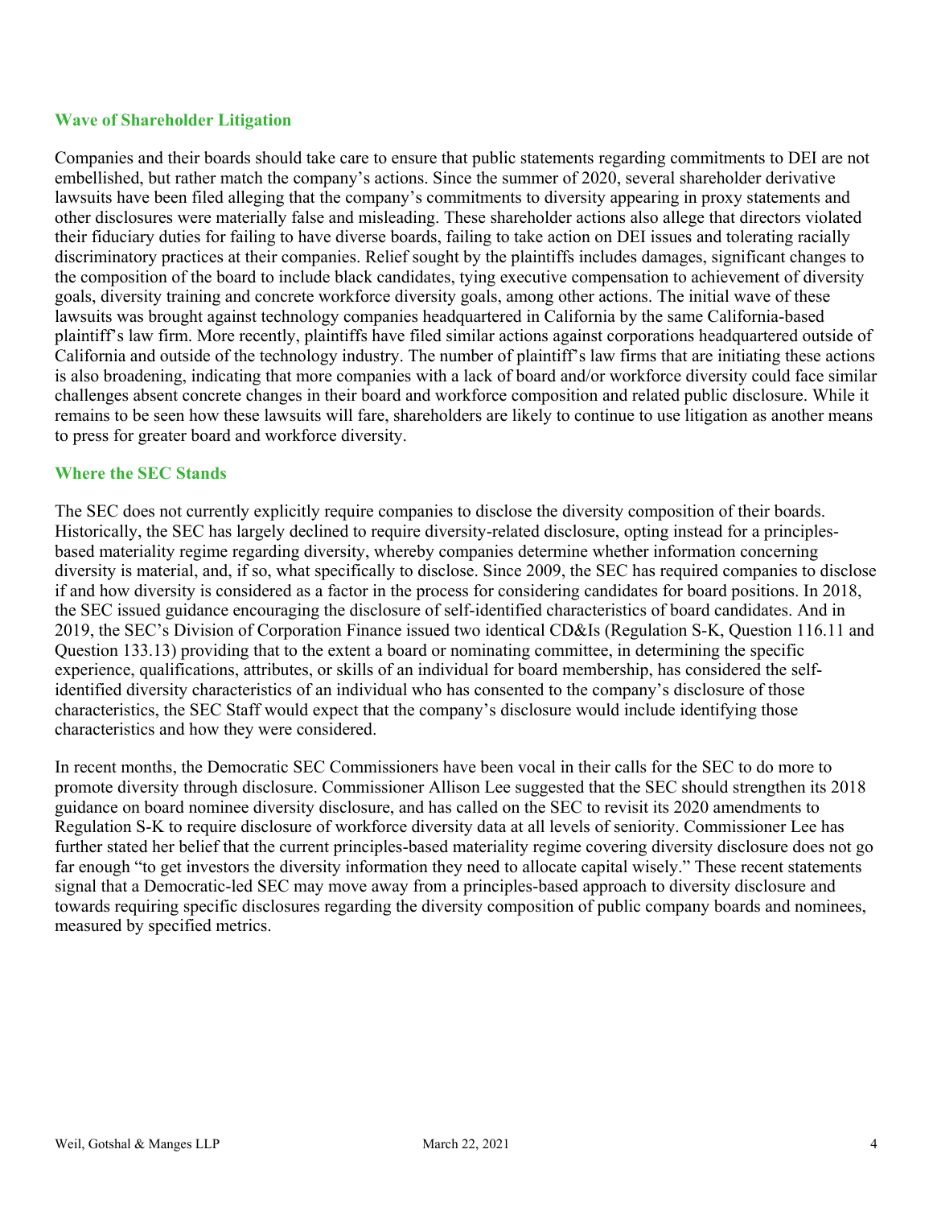## Wave of Shareholder Litigation

Companies and their boards should take care to ensure that public statements regarding commitments to DEI are not embellished, but rather match the company's actions. Since the summer of 2020, several shareholder derivative lawsuits have been filed alleging that the company's commitments to diversity appearing in proxy statements and other disclosures were materially false and misleading. These shareholder actions also allege that directors violated their fiduciary duties for failing to have diverse boards, failing to take action on DEI issues and tolerating racially discriminatory practices at their companies. Relief sought by the plaintiffs includes damages, significant changes to the composition of the board to include black candidates, tying executive compensation to achievement of diversity goals, diversity training and concrete workforce diversity goals, among other actions. The initial wave of these lawsuits was brought against technology companies headquartered in California by the same California-based plaintiff's law firm. More recently, plaintiffs have filed similar actions against corporations headquartered outside of California and outside of the technology industry. The number of plaintiff's law firms that are initiating these actions is also broadening, indicating that more companies with a lack of board and/or workforce diversity could face similar challenges absent concrete changes in their board and workforce composition and related public disclosure. While it remains to be seen how these lawsuits will fare, shareholders are likely to continue to use litigation as another means to press for greater board and workforce diversity.

## Where the SEC Stands

The SEC does not currently explicitly require companies to disclose the diversity composition of their boards. Historically, the SEC has largely declined to require diversity-related disclosure, opting instead for a principles-based materiality regime regarding diversity, whereby companies determine whether information concerning diversity is material, and, if so, what specifically to disclose. Since 2009, the SEC has required companies to disclose if and how diversity is considered as a factor in the process for considering candidates for board positions. In 2018, the SEC issued guidance encouraging the disclosure of self-identified characteristics of board candidates. And in 2019, the SEC's Division of Corporation Finance issued two identical CD&Is (Regulation S-K, Question 116.11 and Question 133.13) providing that to the extent a board or nominating committee, in determining the specific experience, qualifications, attributes, or skills of an individual for board membership, has considered the self-identified diversity characteristics of an individual who has consented to the company's disclosure of those characteristics, the SEC Staff would expect that the company's disclosure would include identifying those characteristics and how they were considered.

In recent months, the Democratic SEC Commissioners have been vocal in their calls for the SEC to do more to promote diversity through disclosure. Commissioner Allison Lee suggested that the SEC should strengthen its 2018 guidance on board nominee diversity disclosure, and has called on the SEC to revisit its 2020 amendments to Regulation S-K to require disclosure of workforce diversity data at all levels of seniority. Commissioner Lee has further stated her belief that the current principles-based materiality regime covering diversity disclosure does not go far enough "to get investors the diversity information they need to allocate capital wisely." These recent statements signal that a Democratic-led SEC may move away from a principles-based approach to diversity disclosure and towards requiring specific disclosures regarding the diversity composition of public company boards and nominees, measured by specified metrics.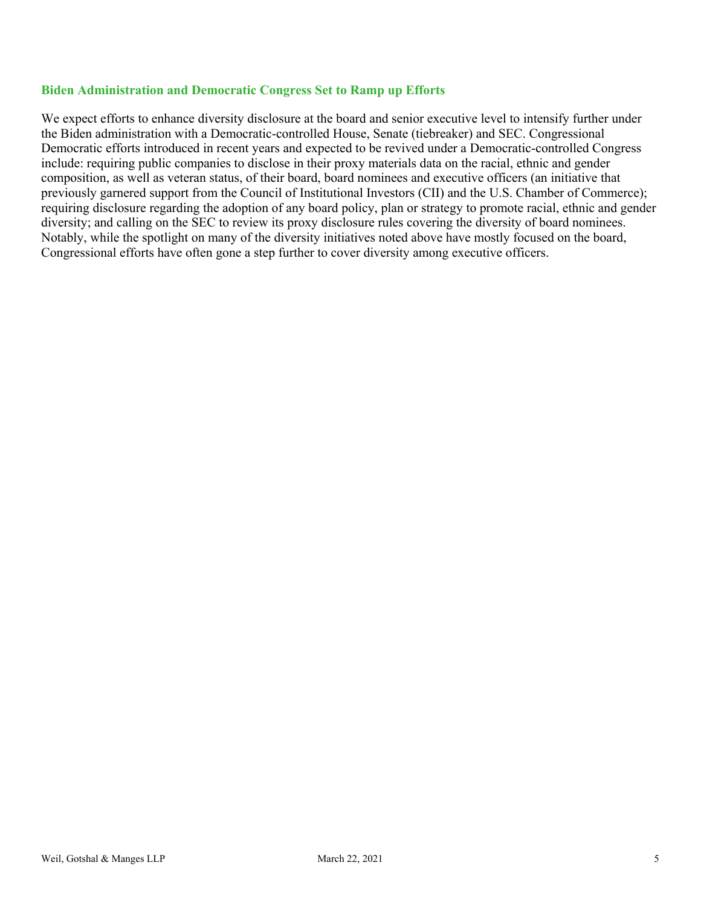### Biden Administration and Democratic Congress Set to Ramp up Efforts

We expect efforts to enhance diversity disclosure at the board and senior executive level to intensify further under the Biden administration with a Democratic-controlled House, Senate (tiebreaker) and SEC. Congressional Democratic efforts introduced in recent years and expected to be revived under a Democratic-controlled Congress include: requiring public companies to disclose in their proxy materials data on the racial, ethnic and gender composition, as well as veteran status, of their board, board nominees and executive officers (an initiative that previously garnered support from the Council of Institutional Investors (CII) and the U.S. Chamber of Commerce); requiring disclosure regarding the adoption of any board policy, plan or strategy to promote racial, ethnic and gender diversity; and calling on the SEC to review its proxy disclosure rules covering the diversity of board nominees. Notably, while the spotlight on many of the diversity initiatives noted above have mostly focused on the board, Congressional efforts have often gone a step further to cover diversity among executive officers.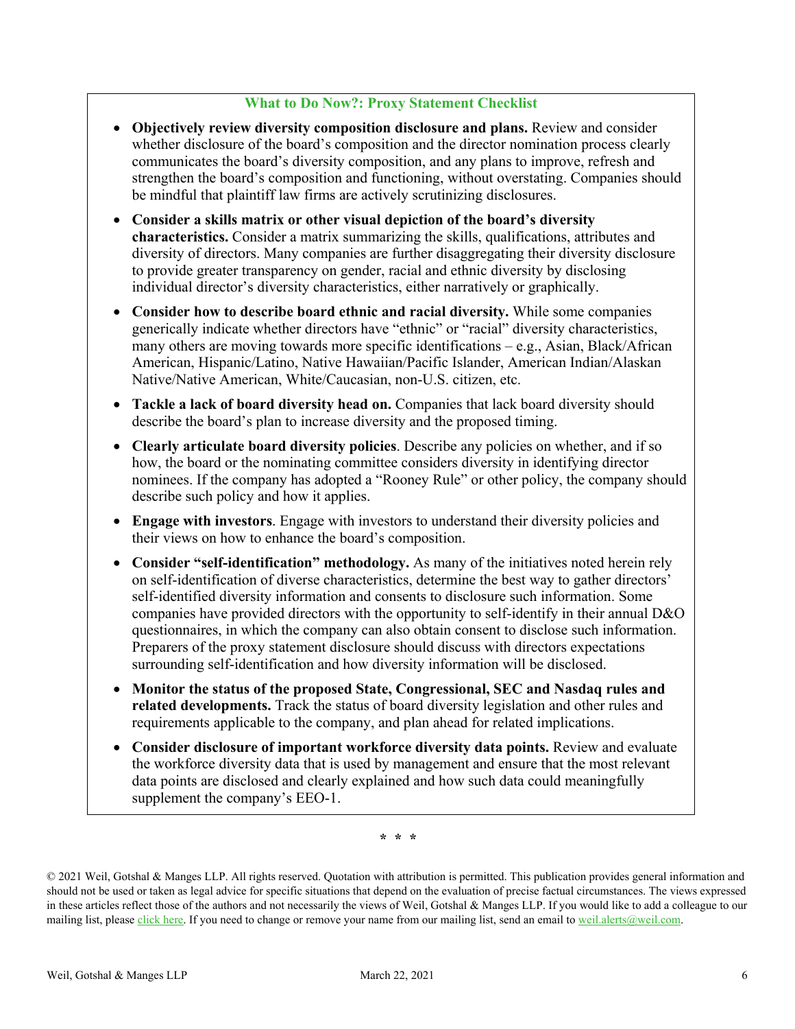### What to Do Now?: Proxy Statement Checklist

- **Objectively review diversity composition disclosure and plans.** Review and consider whether disclosure of the board's composition and the director nomination process clearly communicates the board's diversity composition, and any plans to improve, refresh and strengthen the board's composition and functioning, without overstating. Companies should be mindful that plaintiff law firms are actively scrutinizing disclosures.
- **Consider a skills matrix or other visual depiction of the board's diversity characteristics.** Consider a matrix summarizing the skills, qualifications, attributes and diversity of directors. Many companies are further disaggregating their diversity disclosure to provide greater transparency on gender, racial and ethnic diversity by disclosing individual director's diversity characteristics, either narratively or graphically.
- **Consider how to describe board ethnic and racial diversity.** While some companies generically indicate whether directors have "ethnic" or "racial" diversity characteristics, many others are moving towards more specific identifications – e.g., Asian, Black/African American, Hispanic/Latino, Native Hawaiian/Pacific Islander, American Indian/Alaskan Native/Native American, White/Caucasian, non-U.S. citizen, etc.
- **Tackle a lack of board diversity head on.** Companies that lack board diversity should describe the board's plan to increase diversity and the proposed timing.
- **Clearly articulate board diversity policies**. Describe any policies on whether, and if so how, the board or the nominating committee considers diversity in identifying director nominees. If the company has adopted a "Rooney Rule" or other policy, the company should describe such policy and how it applies.
- **Engage with investors**. Engage with investors to understand their diversity policies and their views on how to enhance the board's composition.
- **Consider "self-identification" methodology.** As many of the initiatives noted herein rely on self-identification of diverse characteristics, determine the best way to gather directors' self-identified diversity information and consents to disclosure such information. Some companies have provided directors with the opportunity to self-identify in their annual D&O questionnaires, in which the company can also obtain consent to disclose such information. Preparers of the proxy statement disclosure should discuss with directors expectations surrounding self-identification and how diversity information will be disclosed.
- **Monitor the status of the proposed State, Congressional, SEC and Nasdaq rules and related developments.** Track the status of board diversity legislation and other rules and requirements applicable to the company, and plan ahead for related implications.
- **Consider disclosure of important workforce diversity data points.** Review and evaluate the workforce diversity data that is used by management and ensure that the most relevant data points are disclosed and clearly explained and how such data could meaningfully supplement the company's EEO-1.

\* \* \*

© 2021 Weil, Gotshal & Manges LLP. All rights reserved. Quotation with attribution is permitted. This publication provides general information and should not be used or taken as legal advice for specific situations that depend on the evaluation of precise factual circumstances. The views expressed in these articles reflect those of the authors and not necessarily the views of Weil, Gotshal & Manges LLP. If you would like to add a colleague to our mailing list, please click here. If you need to change or remove your name from our mailing list, send an email to weil.alerts@weil.com.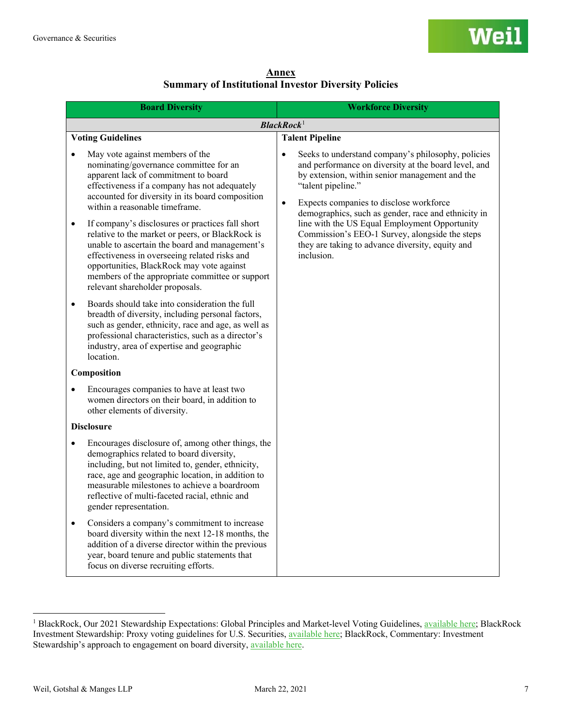## Annex

## Summary of Institutional Investor Diversity Policies

| Board Diversity | Workforce Diversity |
|---|---|
| ***BlackRock***[1] | |
| **Voting Guidelines**<br><br>• May vote against members of the nominating/governance committee for an apparent lack of commitment to board effectiveness if a company has not adequately accounted for diversity in its board composition within a reasonable timeframe.<br><br>• If company's disclosures or practices fall short relative to the market or peers, or BlackRock is unable to ascertain the board and management's effectiveness in overseeing related risks and opportunities, BlackRock may vote against members of the appropriate committee or support relevant shareholder proposals.<br><br>• Boards should take into consideration the full breadth of diversity, including personal factors, such as gender, ethnicity, race and age, as well as professional characteristics, such as a director's industry, area of expertise and geographic location.<br><br>**Composition**<br><br>• Encourages companies to have at least two women directors on their board, in addition to other elements of diversity.<br><br>**Disclosure**<br><br>• Encourages disclosure of, among other things, the demographics related to board diversity, including, but not limited to, gender, ethnicity, race, age and geographic location, in addition to measurable milestones to achieve a boardroom reflective of multi-faceted racial, ethnic and gender representation.<br><br>• Considers a company's commitment to increase board diversity within the next 12-18 months, the addition of a diverse director within the previous year, board tenure and public statements that focus on diverse recruiting efforts. | **Talent Pipeline**<br><br>• Seeks to understand company's philosophy, policies and performance on diversity at the board level, and by extension, within senior management and the "talent pipeline."<br><br>• Expects companies to disclose workforce demographics, such as gender, race and ethnicity in line with the US Equal Employment Opportunity Commission's EEO-1 Survey, alongside the steps they are taking to advance diversity, equity and inclusion. |

[1] BlackRock, Our 2021 Stewardship Expectations: Global Principles and Market-level Voting Guidelines, available here; BlackRock Investment Stewardship: Proxy voting guidelines for U.S. Securities, available here; BlackRock, Commentary: Investment Stewardship's approach to engagement on board diversity, available here.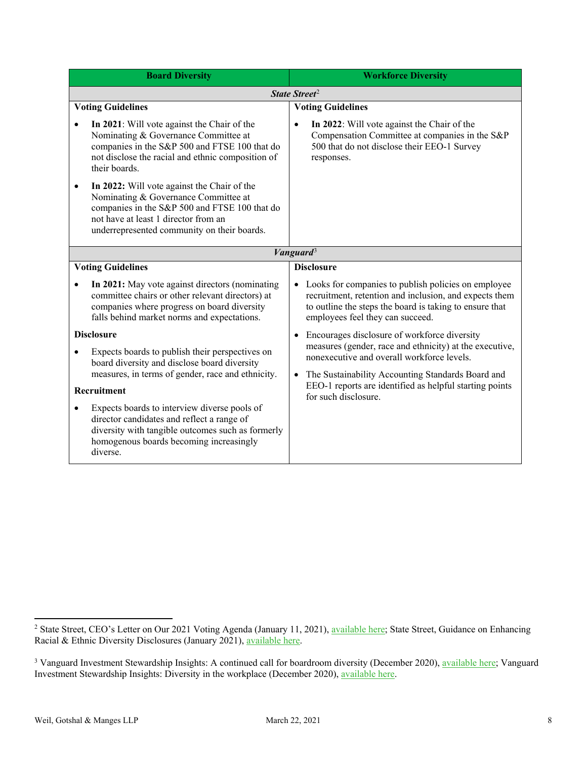| Board Diversity | Workforce Diversity |
|---|---|
| ***State Street***[2] | |
| **Voting Guidelines**<br>• **In 2021**: Will vote against the Chair of the Nominating & Governance Committee at companies in the S&P 500 and FTSE 100 that do not disclose the racial and ethnic composition of their boards.<br>• **In 2022:** Will vote against the Chair of the Nominating & Governance Committee at companies in the S&P 500 and FTSE 100 that do not have at least 1 director from an underrepresented community on their boards. | **Voting Guidelines**<br>• **In 2022**: Will vote against the Chair of the Compensation Committee at companies in the S&P 500 that do not disclose their EEO-1 Survey responses. |
| ***Vanguard***[3] | |
| **Voting Guidelines**<br>• **In 2021:** May vote against directors (nominating committee chairs or other relevant directors) at companies where progress on board diversity falls behind market norms and expectations.<br>**Disclosure**<br>• Expects boards to publish their perspectives on board diversity and disclose board diversity measures, in terms of gender, race and ethnicity.<br>**Recruitment**<br>• Expects boards to interview diverse pools of director candidates and reflect a range of diversity with tangible outcomes such as formerly homogenous boards becoming increasingly diverse. | **Disclosure**<br>• Looks for companies to publish policies on employee recruitment, retention and inclusion, and expects them to outline the steps the board is taking to ensure that employees feel they can succeed.<br>• Encourages disclosure of workforce diversity measures (gender, race and ethnicity) at the executive, nonexecutive and overall workforce levels.<br>• The Sustainability Accounting Standards Board and EEO-1 reports are identified as helpful starting points for such disclosure. |

[2] State Street, CEO's Letter on Our 2021 Voting Agenda (January 11, 2021), available here; State Street, Guidance on Enhancing Racial & Ethnic Diversity Disclosures (January 2021), available here.

[3] Vanguard Investment Stewardship Insights: A continued call for boardroom diversity (December 2020), available here; Vanguard Investment Stewardship Insights: Diversity in the workplace (December 2020), available here.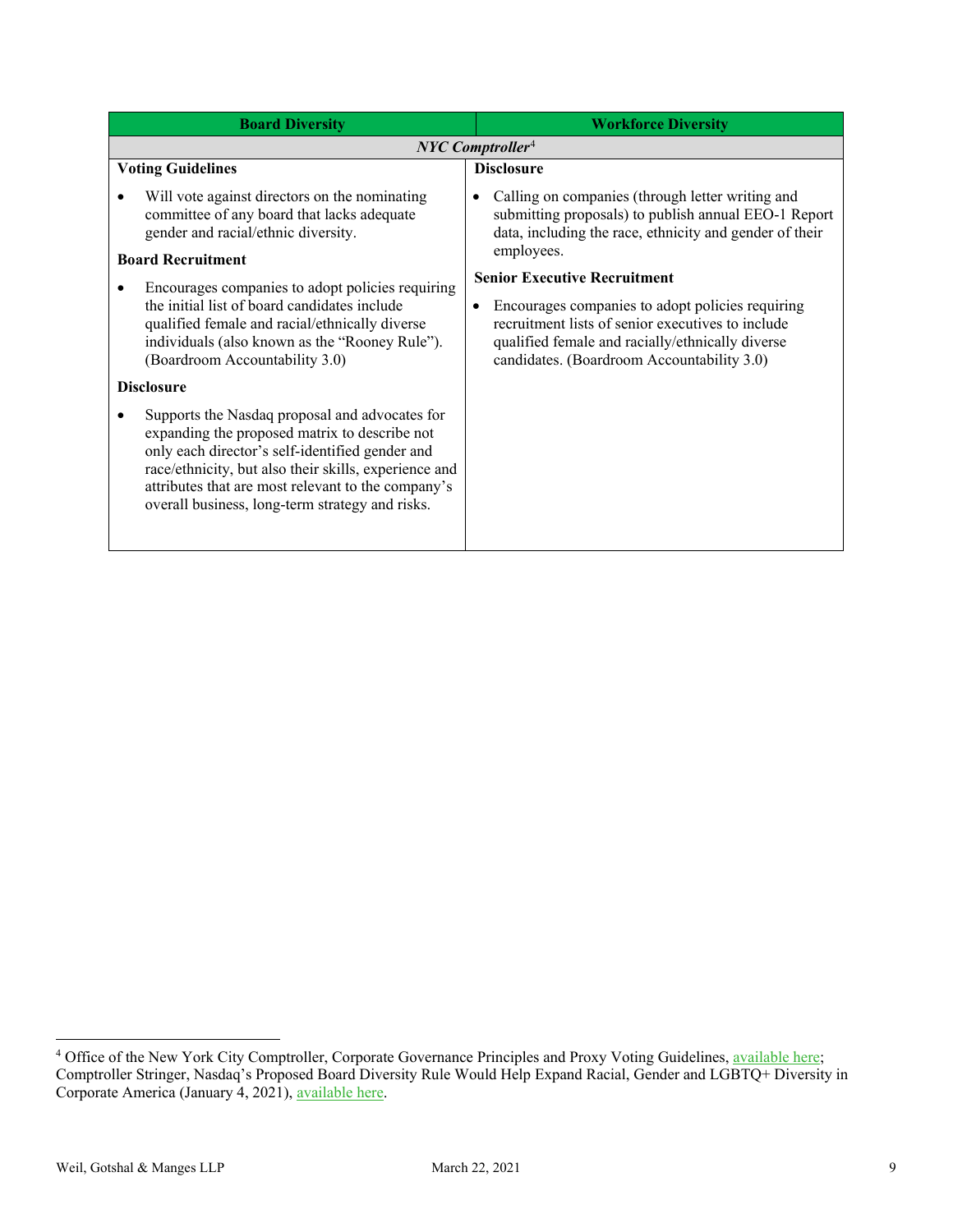| Board Diversity | Workforce Diversity |
|---|---|
| *NYC Comptroller*[4] | |
| **Voting Guidelines**<br>• Will vote against directors on the nominating committee of any board that lacks adequate gender and racial/ethnic diversity.<br>**Board Recruitment**<br>• Encourages companies to adopt policies requiring the initial list of board candidates include qualified female and racial/ethnically diverse individuals (also known as the "Rooney Rule"). (Boardroom Accountability 3.0)<br>**Disclosure**<br>• Supports the Nasdaq proposal and advocates for expanding the proposed matrix to describe not only each director's self-identified gender and race/ethnicity, but also their skills, experience and attributes that are most relevant to the company's overall business, long-term strategy and risks. | **Disclosure**<br>• Calling on companies (through letter writing and submitting proposals) to publish annual EEO-1 Report data, including the race, ethnicity and gender of their employees.<br>**Senior Executive Recruitment**<br>• Encourages companies to adopt policies requiring recruitment lists of senior executives to include qualified female and racially/ethnically diverse candidates. (Boardroom Accountability 3.0) |

[4] Office of the New York City Comptroller, Corporate Governance Principles and Proxy Voting Guidelines, available here; Comptroller Stringer, Nasdaq's Proposed Board Diversity Rule Would Help Expand Racial, Gender and LGBTQ+ Diversity in Corporate America (January 4, 2021), available here.